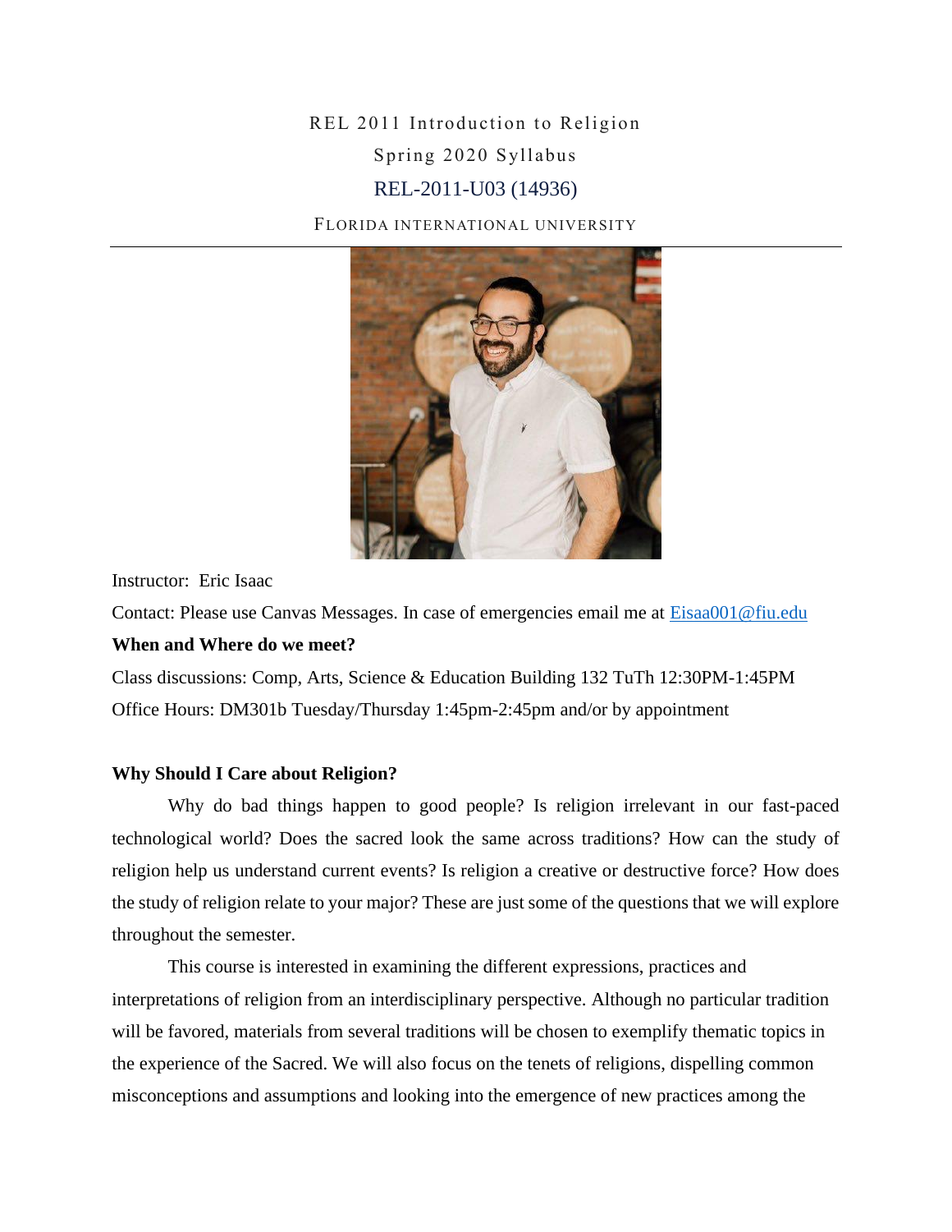# REL 2011 Introduction to Religion

## Spring 2020 Syllabus

## REL-2011-U03 (14936)

FLORIDA INTERNATIONAL UNIVERSITY

---

Instructor: Eric Isaac

Contact: Please use Canvas Messages. In case of emergencies email me at Eisaa001@fiu.edu

**When and Where do we meet?**

Class discussions: Comp, Arts, Science & Education Building 132 TuTh 12:30PM-1:45PM

Office Hours: DM301b Tuesday/Thursday 1:45pm-2:45pm and/or by appointment

**Why Should I Care about Religion?**

Why do bad things happen to good people? Is religion irrelevant in our fast-paced technological world? Does the sacred look the same across traditions? How can the study of religion help us understand current events? Is religion a creative or destructive force? How does the study of religion relate to your major? These are just some of the questions that we will explore throughout the semester.

This course is interested in examining the different expressions, practices and interpretations of religion from an interdisciplinary perspective. Although no particular tradition will be favored, materials from several traditions will be chosen to exemplify thematic topics in the experience of the Sacred. We will also focus on the tenets of religions, dispelling common misconceptions and assumptions and looking into the emergence of new practices among the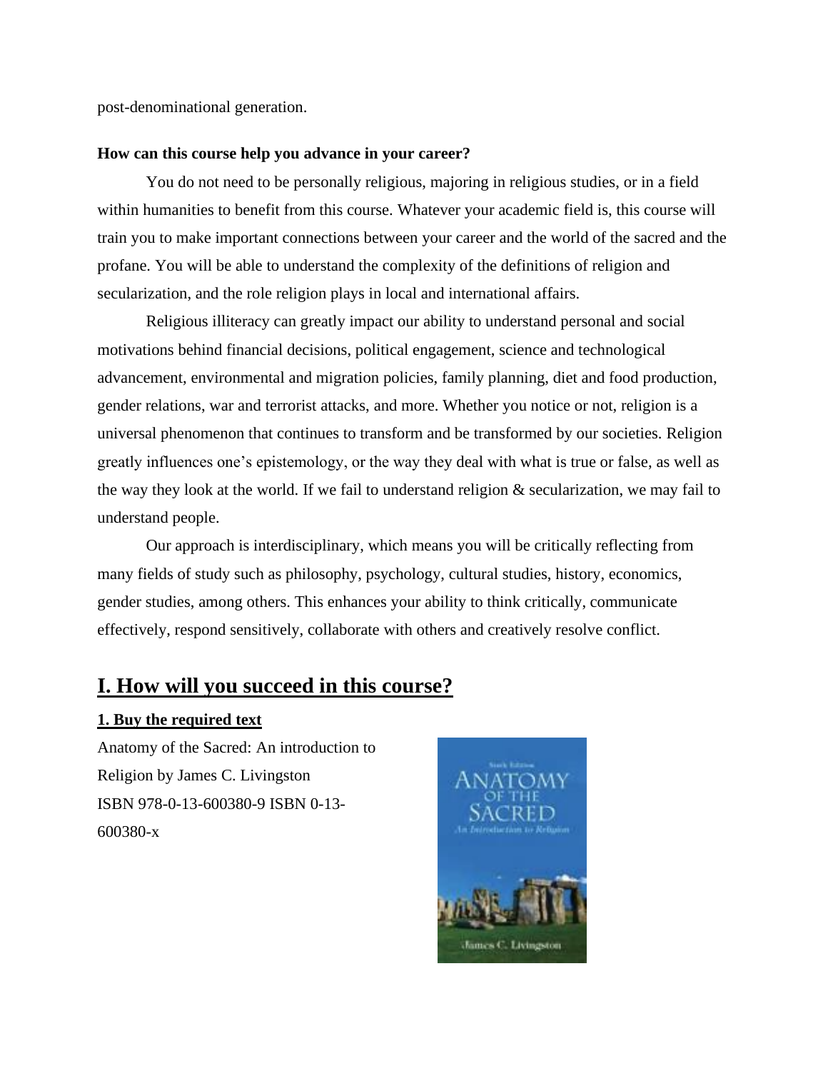post-denominational generation.

**How can this course help you advance in your career?**

You do not need to be personally religious, majoring in religious studies, or in a field within humanities to benefit from this course. Whatever your academic field is, this course will train you to make important connections between your career and the world of the sacred and the profane. You will be able to understand the complexity of the definitions of religion and secularization, and the role religion plays in local and international affairs.

Religious illiteracy can greatly impact our ability to understand personal and social motivations behind financial decisions, political engagement, science and technological advancement, environmental and migration policies, family planning, diet and food production, gender relations, war and terrorist attacks, and more. Whether you notice or not, religion is a universal phenomenon that continues to transform and be transformed by our societies. Religion greatly influences one's epistemology, or the way they deal with what is true or false, as well as the way they look at the world. If we fail to understand religion & secularization, we may fail to understand people.

Our approach is interdisciplinary, which means you will be critically reflecting from many fields of study such as philosophy, psychology, cultural studies, history, economics, gender studies, among others. This enhances your ability to think critically, communicate effectively, respond sensitively, collaborate with others and creatively resolve conflict.

## I. How will you succeed in this course?

### 1. Buy the required text

Anatomy of the Sacred: An introduction to Religion by James C. Livingston
ISBN 978-0-13-600380-9 ISBN 0-13-600380-x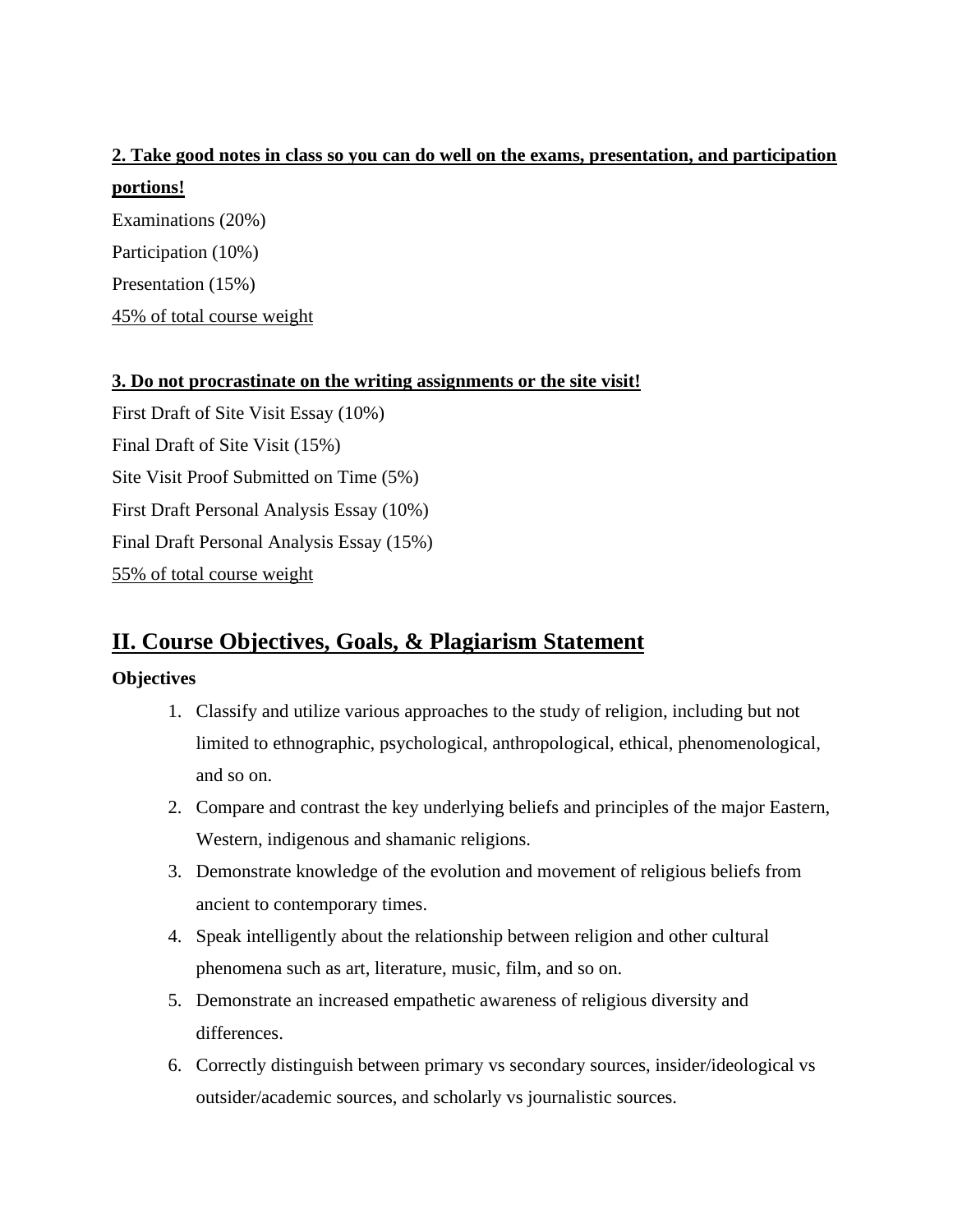**2. Take good notes in class so you can do well on the exams, presentation, and participation portions!**

Examinations (20%)

Participation (10%)

Presentation (15%)

45% of total course weight

**3. Do not procrastinate on the writing assignments or the site visit!**

First Draft of Site Visit Essay (10%)

Final Draft of Site Visit (15%)

Site Visit Proof Submitted on Time (5%)

First Draft Personal Analysis Essay (10%)

Final Draft Personal Analysis Essay (15%)

55% of total course weight

## II. Course Objectives, Goals, & Plagiarism Statement

**Objectives**

1. Classify and utilize various approaches to the study of religion, including but not limited to ethnographic, psychological, anthropological, ethical, phenomenological, and so on.
2. Compare and contrast the key underlying beliefs and principles of the major Eastern, Western, indigenous and shamanic religions.
3. Demonstrate knowledge of the evolution and movement of religious beliefs from ancient to contemporary times.
4. Speak intelligently about the relationship between religion and other cultural phenomena such as art, literature, music, film, and so on.
5. Demonstrate an increased empathetic awareness of religious diversity and differences.
6. Correctly distinguish between primary vs secondary sources, insider/ideological vs outsider/academic sources, and scholarly vs journalistic sources.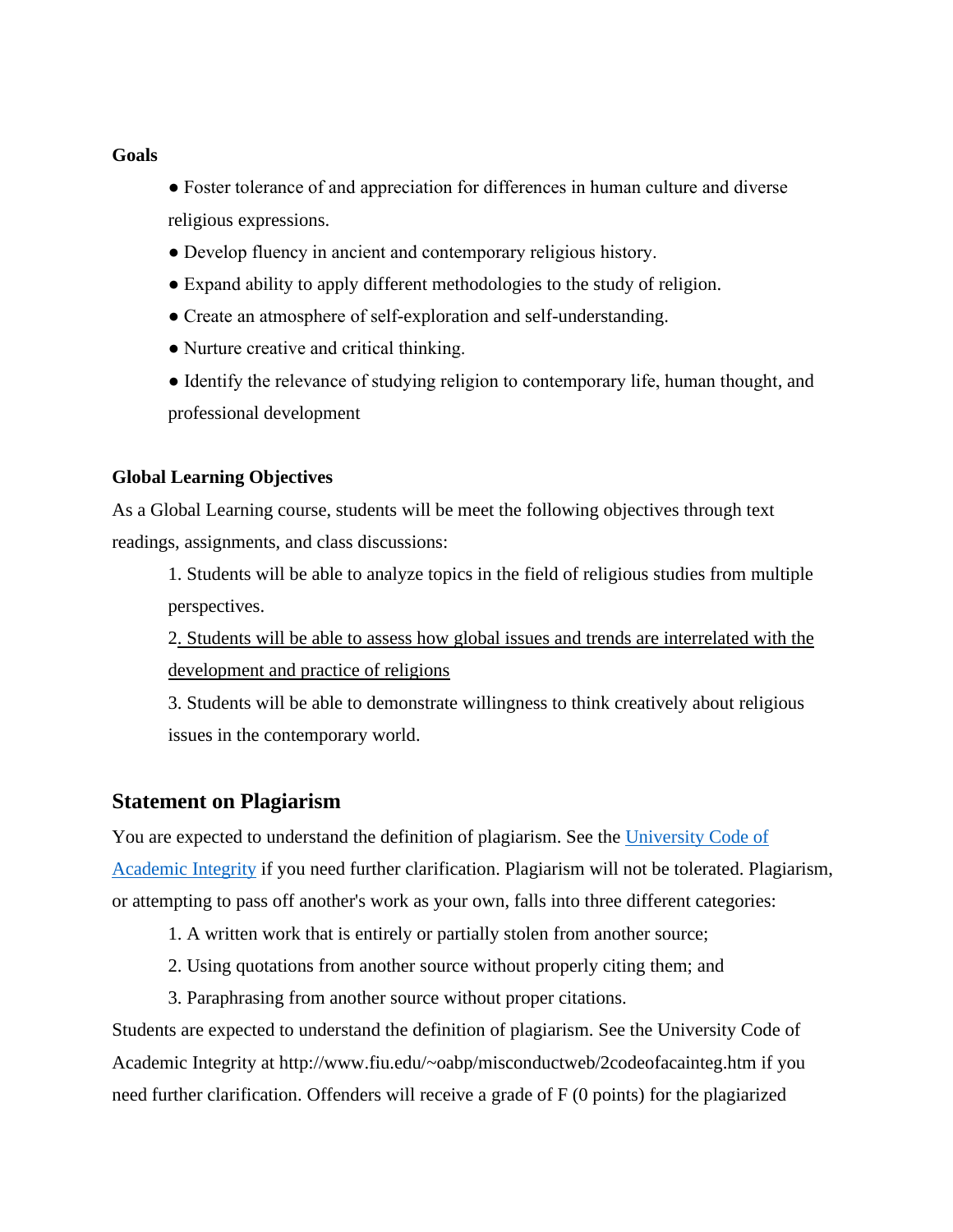**Goals**

- Foster tolerance of and appreciation for differences in human culture and diverse religious expressions.
- Develop fluency in ancient and contemporary religious history.
- Expand ability to apply different methodologies to the study of religion.
- Create an atmosphere of self-exploration and self-understanding.
- Nurture creative and critical thinking.
- Identify the relevance of studying religion to contemporary life, human thought, and professional development

**Global Learning Objectives**

As a Global Learning course, students will be meet the following objectives through text readings, assignments, and class discussions:

1. Students will be able to analyze topics in the field of religious studies from multiple perspectives.
2. Students will be able to assess how global issues and trends are interrelated with the development and practice of religions
3. Students will be able to demonstrate willingness to think creatively about religious issues in the contemporary world.

## Statement on Plagiarism

You are expected to understand the definition of plagiarism. See the University Code of Academic Integrity if you need further clarification. Plagiarism will not be tolerated. Plagiarism, or attempting to pass off another's work as your own, falls into three different categories:

1. A written work that is entirely or partially stolen from another source;
2. Using quotations from another source without properly citing them; and
3. Paraphrasing from another source without proper citations.

Students are expected to understand the definition of plagiarism. See the University Code of Academic Integrity at http://www.fiu.edu/~oabp/misconductweb/2codeofacainteg.htm if you need further clarification. Offenders will receive a grade of F (0 points) for the plagiarized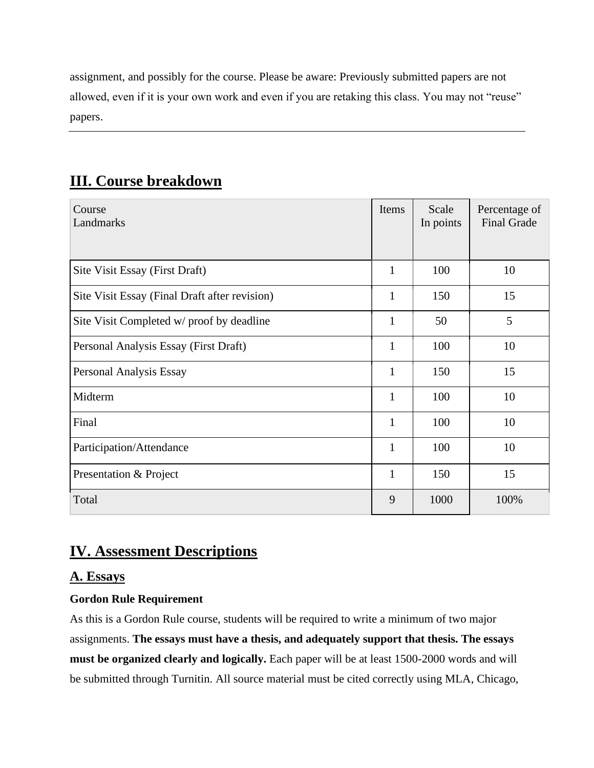assignment, and possibly for the course. Please be aware: Previously submitted papers are not allowed, even if it is your own work and even if you are retaking this class. You may not "reuse" papers.

---

## III. Course breakdown

| Course Landmarks | Items | Scale In points | Percentage of Final Grade |
|---|---|---|---|
| Site Visit Essay (First Draft) | 1 | 100 | 10 |
| Site Visit Essay (Final Draft after revision) | 1 | 150 | 15 |
| Site Visit Completed w/ proof by deadline | 1 | 50 | 5 |
| Personal Analysis Essay (First Draft) | 1 | 100 | 10 |
| Personal Analysis Essay | 1 | 150 | 15 |
| Midterm | 1 | 100 | 10 |
| Final | 1 | 100 | 10 |
| Participation/Attendance | 1 | 100 | 10 |
| Presentation & Project | 1 | 150 | 15 |
| Total | 9 | 1000 | 100% |

## IV. Assessment Descriptions

### A. Essays

**Gordon Rule Requirement**

As this is a Gordon Rule course, students will be required to write a minimum of two major assignments. **The essays must have a thesis, and adequately support that thesis. The essays must be organized clearly and logically.** Each paper will be at least 1500-2000 words and will be submitted through Turnitin. All source material must be cited correctly using MLA, Chicago,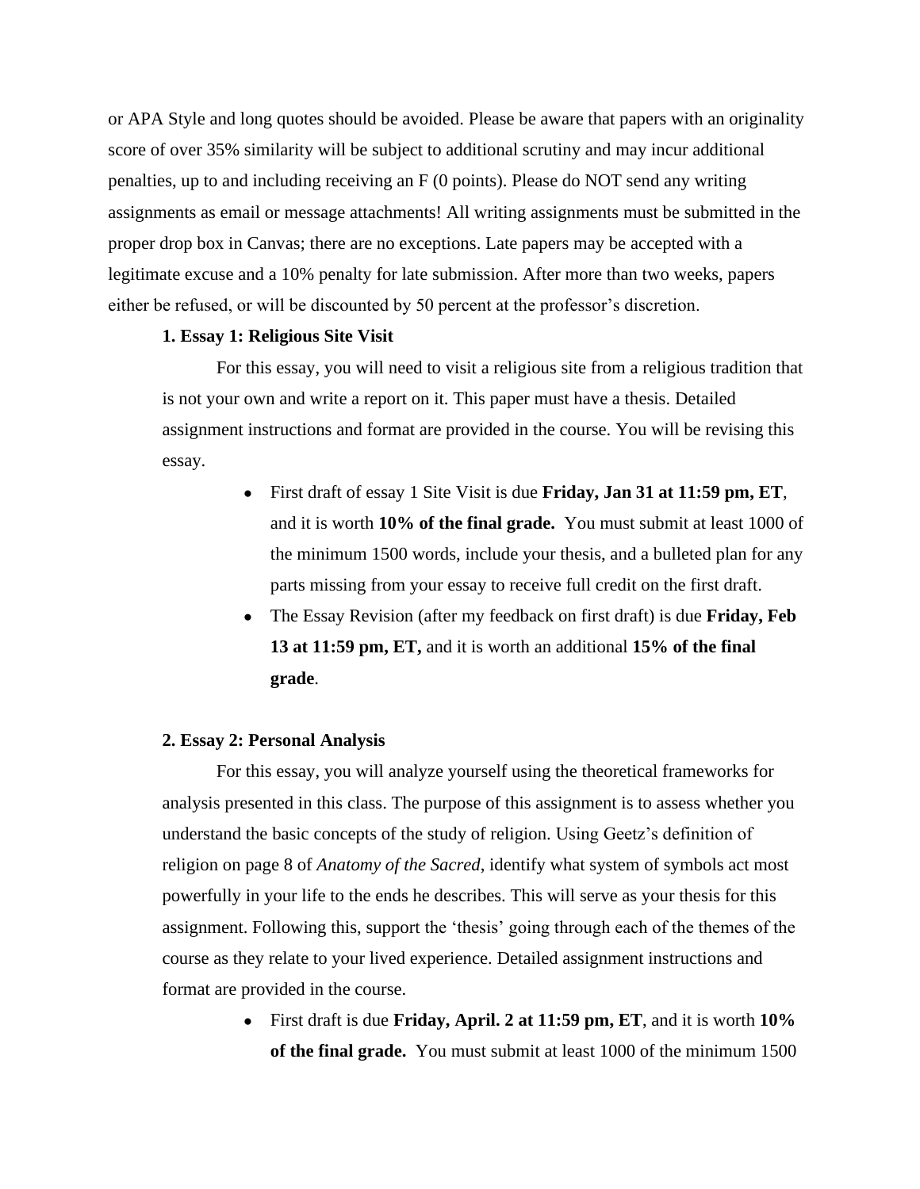or APA Style and long quotes should be avoided. Please be aware that papers with an originality score of over 35% similarity will be subject to additional scrutiny and may incur additional penalties, up to and including receiving an F (0 points). Please do NOT send any writing assignments as email or message attachments! All writing assignments must be submitted in the proper drop box in Canvas; there are no exceptions. Late papers may be accepted with a legitimate excuse and a 10% penalty for late submission. After more than two weeks, papers either be refused, or will be discounted by 50 percent at the professor's discretion.

**1. Essay 1: Religious Site Visit**

For this essay, you will need to visit a religious site from a religious tradition that is not your own and write a report on it. This paper must have a thesis. Detailed assignment instructions and format are provided in the course. You will be revising this essay.

- First draft of essay 1 Site Visit is due **Friday, Jan 31 at 11:59 pm, ET**, and it is worth **10% of the final grade.** You must submit at least 1000 of the minimum 1500 words, include your thesis, and a bulleted plan for any parts missing from your essay to receive full credit on the first draft.
- The Essay Revision (after my feedback on first draft) is due **Friday, Feb 13 at 11:59 pm, ET,** and it is worth an additional **15% of the final grade**.

**2. Essay 2: Personal Analysis**

For this essay, you will analyze yourself using the theoretical frameworks for analysis presented in this class. The purpose of this assignment is to assess whether you understand the basic concepts of the study of religion. Using Geetz's definition of religion on page 8 of *Anatomy of the Sacred*, identify what system of symbols act most powerfully in your life to the ends he describes. This will serve as your thesis for this assignment. Following this, support the 'thesis' going through each of the themes of the course as they relate to your lived experience. Detailed assignment instructions and format are provided in the course.

- First draft is due **Friday, April. 2 at 11:59 pm, ET**, and it is worth **10% of the final grade.** You must submit at least 1000 of the minimum 1500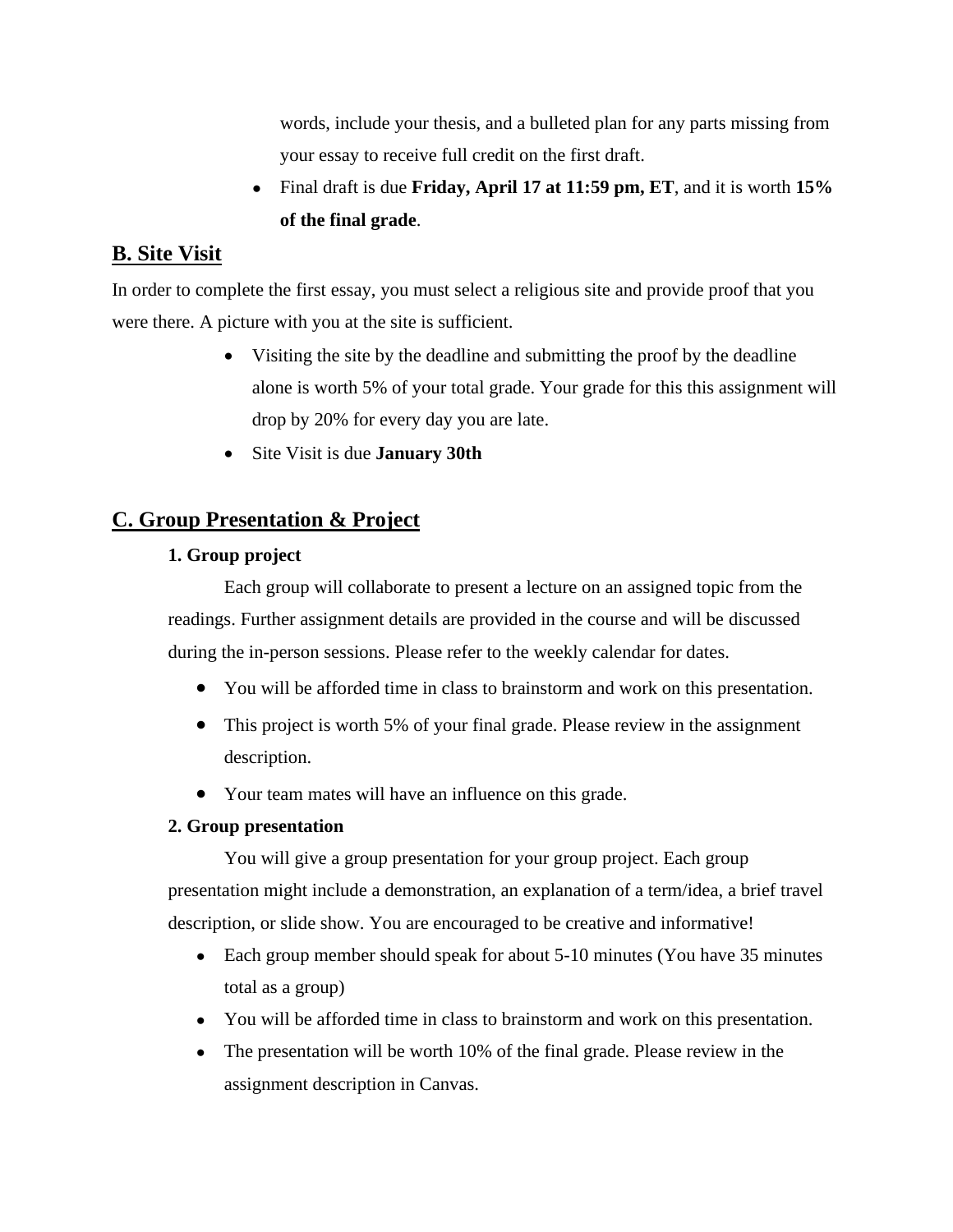words, include your thesis, and a bulleted plan for any parts missing from your essay to receive full credit on the first draft.

- Final draft is due **Friday, April 17 at 11:59 pm, ET**, and it is worth **15% of the final grade**.

## B. Site Visit

In order to complete the first essay, you must select a religious site and provide proof that you were there. A picture with you at the site is sufficient.

- Visiting the site by the deadline and submitting the proof by the deadline alone is worth 5% of your total grade. Your grade for this this assignment will drop by 20% for every day you are late.
- Site Visit is due **January 30th**

## C. Group Presentation & Project

### 1. Group project

Each group will collaborate to present a lecture on an assigned topic from the readings. Further assignment details are provided in the course and will be discussed during the in-person sessions. Please refer to the weekly calendar for dates.

- You will be afforded time in class to brainstorm and work on this presentation.
- This project is worth 5% of your final grade. Please review in the assignment description.
- Your team mates will have an influence on this grade.

### 2. Group presentation

You will give a group presentation for your group project. Each group presentation might include a demonstration, an explanation of a term/idea, a brief travel description, or slide show. You are encouraged to be creative and informative!

- Each group member should speak for about 5-10 minutes (You have 35 minutes total as a group)
- You will be afforded time in class to brainstorm and work on this presentation.
- The presentation will be worth 10% of the final grade. Please review in the assignment description in Canvas.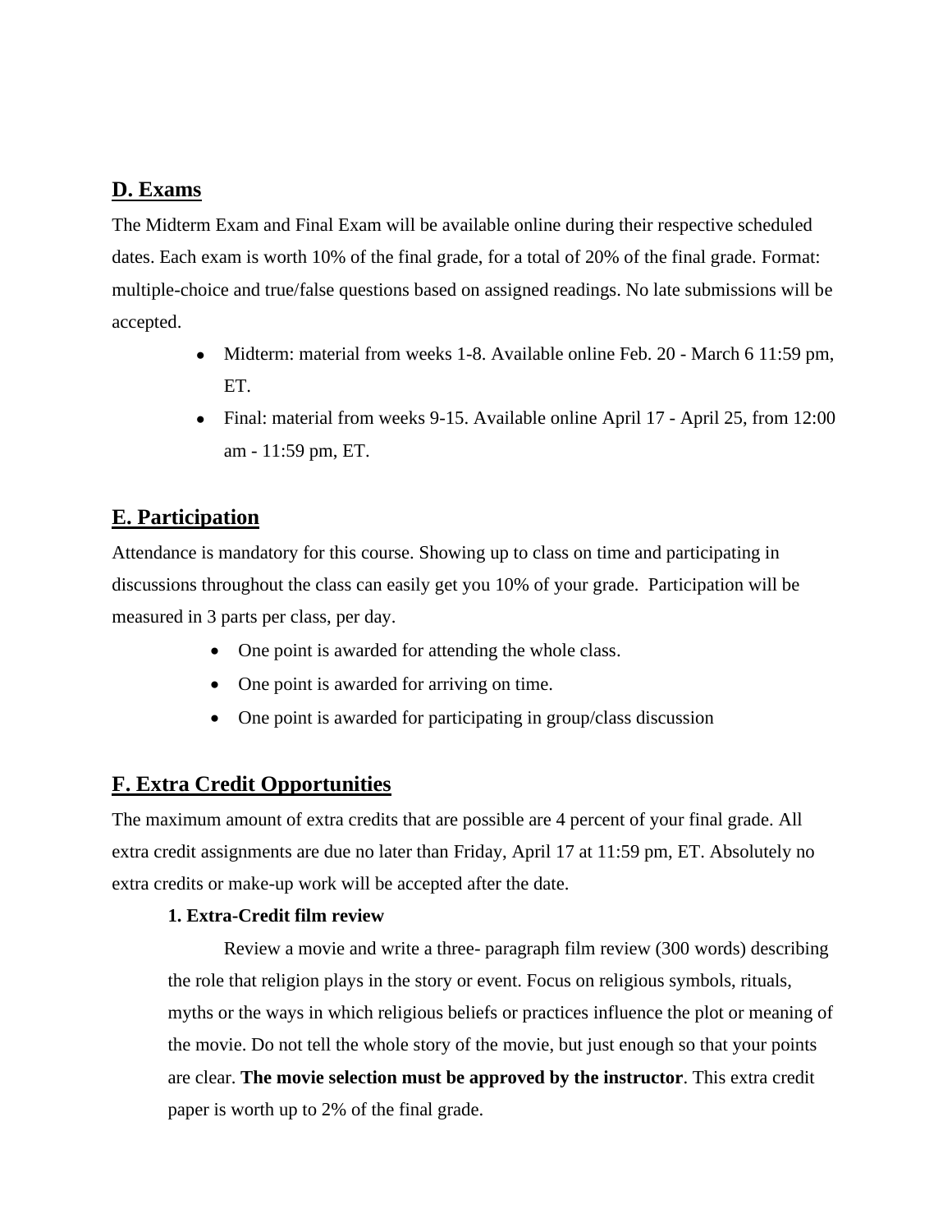## D. Exams

The Midterm Exam and Final Exam will be available online during their respective scheduled dates. Each exam is worth 10% of the final grade, for a total of 20% of the final grade. Format: multiple-choice and true/false questions based on assigned readings. No late submissions will be accepted.

- Midterm: material from weeks 1-8. Available online Feb. 20 - March 6 11:59 pm, ET.
- Final: material from weeks 9-15. Available online April 17 - April 25, from 12:00 am - 11:59 pm, ET.

## E. Participation

Attendance is mandatory for this course. Showing up to class on time and participating in discussions throughout the class can easily get you 10% of your grade. Participation will be measured in 3 parts per class, per day.

- One point is awarded for attending the whole class.
- One point is awarded for arriving on time.
- One point is awarded for participating in group/class discussion

## F. Extra Credit Opportunities

The maximum amount of extra credits that are possible are 4 percent of your final grade. All extra credit assignments are due no later than Friday, April 17 at 11:59 pm, ET. Absolutely no extra credits or make-up work will be accepted after the date.

### 1. Extra-Credit film review

Review a movie and write a three- paragraph film review (300 words) describing the role that religion plays in the story or event. Focus on religious symbols, rituals, myths or the ways in which religious beliefs or practices influence the plot or meaning of the movie. Do not tell the whole story of the movie, but just enough so that your points are clear. **The movie selection must be approved by the instructor**. This extra credit paper is worth up to 2% of the final grade.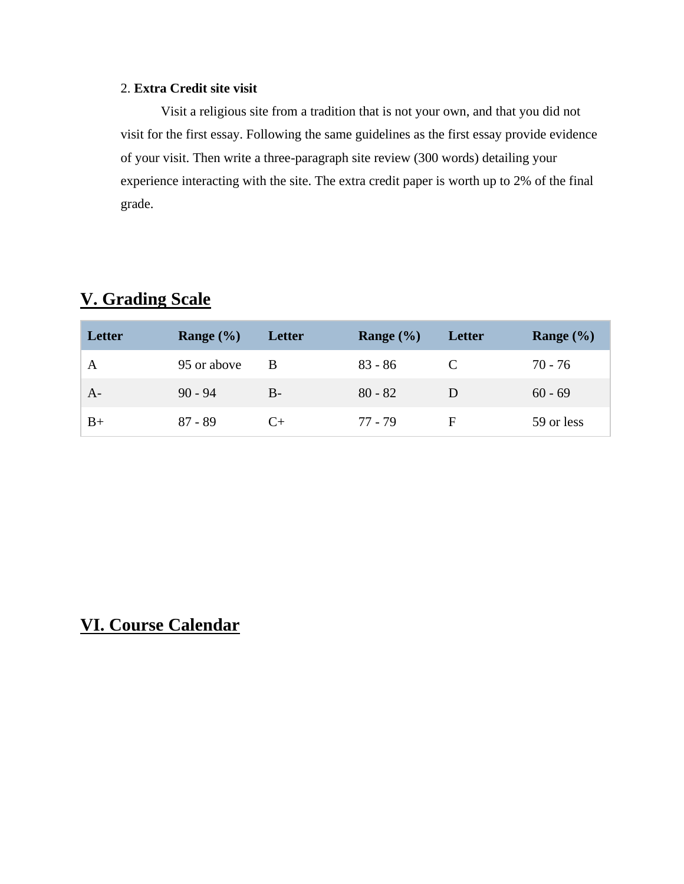2. **Extra Credit site visit**

Visit a religious site from a tradition that is not your own, and that you did not visit for the first essay. Following the same guidelines as the first essay provide evidence of your visit. Then write a three-paragraph site review (300 words) detailing your experience interacting with the site. The extra credit paper is worth up to 2% of the final grade.

## V. Grading Scale

| Letter | Range (%) | Letter | Range (%) | Letter | Range (%) |
|---|---|---|---|---|---|
| A | 95 or above | B | 83 - 86 | C | 70 - 76 |
| A- | 90 - 94 | B- | 80 - 82 | D | 60 - 69 |
| B+ | 87 - 89 | C+ | 77 - 79 | F | 59 or less |

## VI. Course Calendar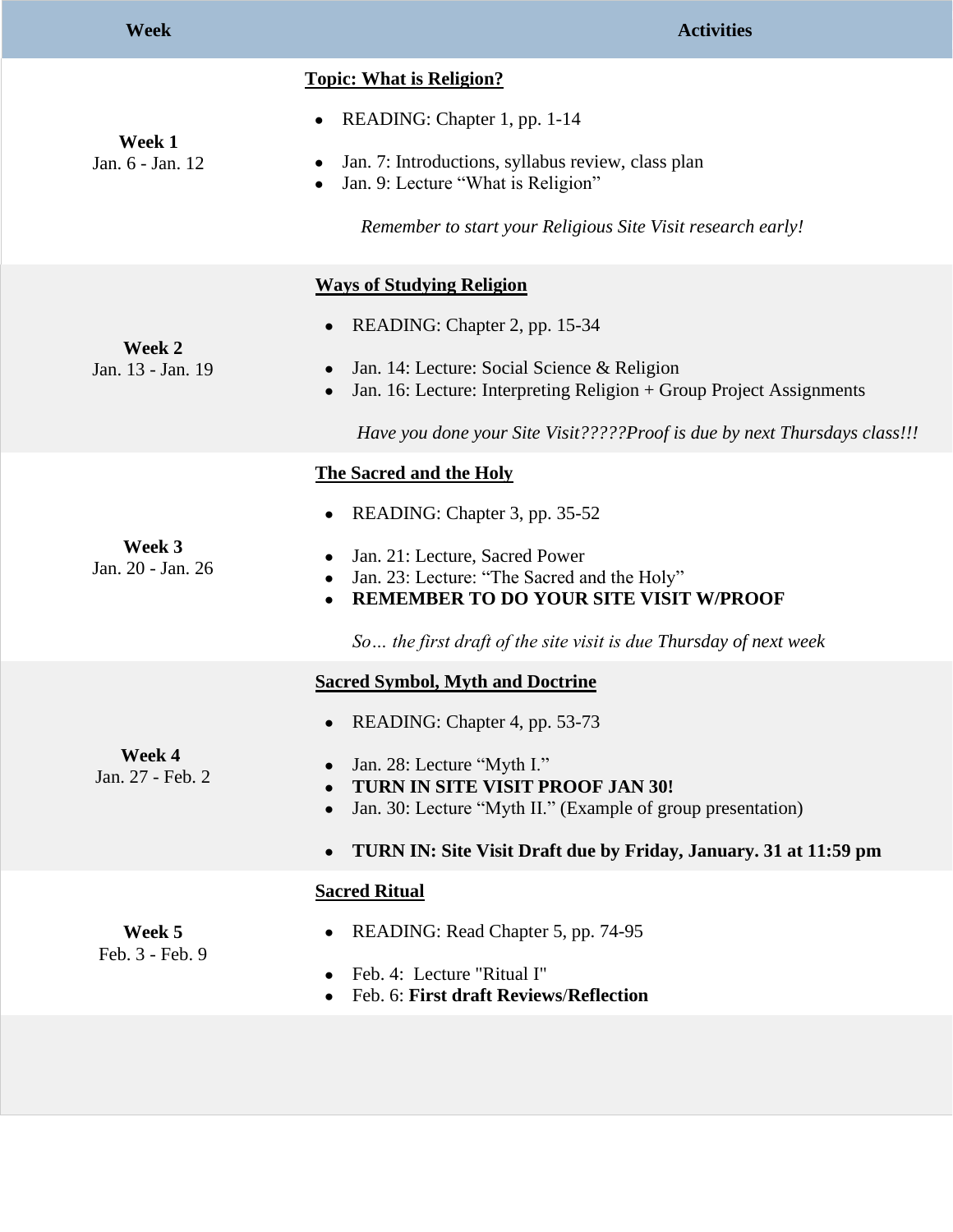| Week | Activities |
| --- | --- |
| **Week 1**<br>Jan. 6 - Jan. 12 | **Topic: What is Religion?**<br><br>• READING: Chapter 1, pp. 1-14<br><br>• Jan. 7: Introductions, syllabus review, class plan<br>• Jan. 9: Lecture "What is Religion"<br><br>*Remember to start your Religious Site Visit research early!* |
| **Week 2**<br>Jan. 13 - Jan. 19 | **Ways of Studying Religion**<br><br>• READING: Chapter 2, pp. 15-34<br><br>• Jan. 14: Lecture: Social Science & Religion<br>• Jan. 16: Lecture: Interpreting Religion + Group Project Assignments<br><br>*Have you done your Site Visit?????Proof is due by next Thursdays class!!!* |
| **Week 3**<br>Jan. 20 - Jan. 26 | **The Sacred and the Holy**<br><br>• READING: Chapter 3, pp. 35-52<br><br>• Jan. 21: Lecture, Sacred Power<br>• Jan. 23: Lecture: "The Sacred and the Holy"<br>• **REMEMBER TO DO YOUR SITE VISIT W/PROOF**<br><br>*So… the first draft of the site visit is due Thursday of next week* |
| **Week 4**<br>Jan. 27 - Feb. 2 | **Sacred Symbol, Myth and Doctrine**<br><br>• READING: Chapter 4, pp. 53-73<br><br>• Jan. 28: Lecture "Myth I."<br>• **TURN IN SITE VISIT PROOF JAN 30!**<br>• Jan. 30: Lecture "Myth II." (Example of group presentation)<br><br>• **TURN IN: Site Visit Draft due by Friday, January. 31 at 11:59 pm** |
| **Week 5**<br>Feb. 3 - Feb. 9 | **Sacred Ritual**<br><br>• READING: Read Chapter 5, pp. 74-95<br><br>• Feb. 4: Lecture "Ritual I"<br>• Feb. 6: **First draft Reviews/Reflection** |
| | |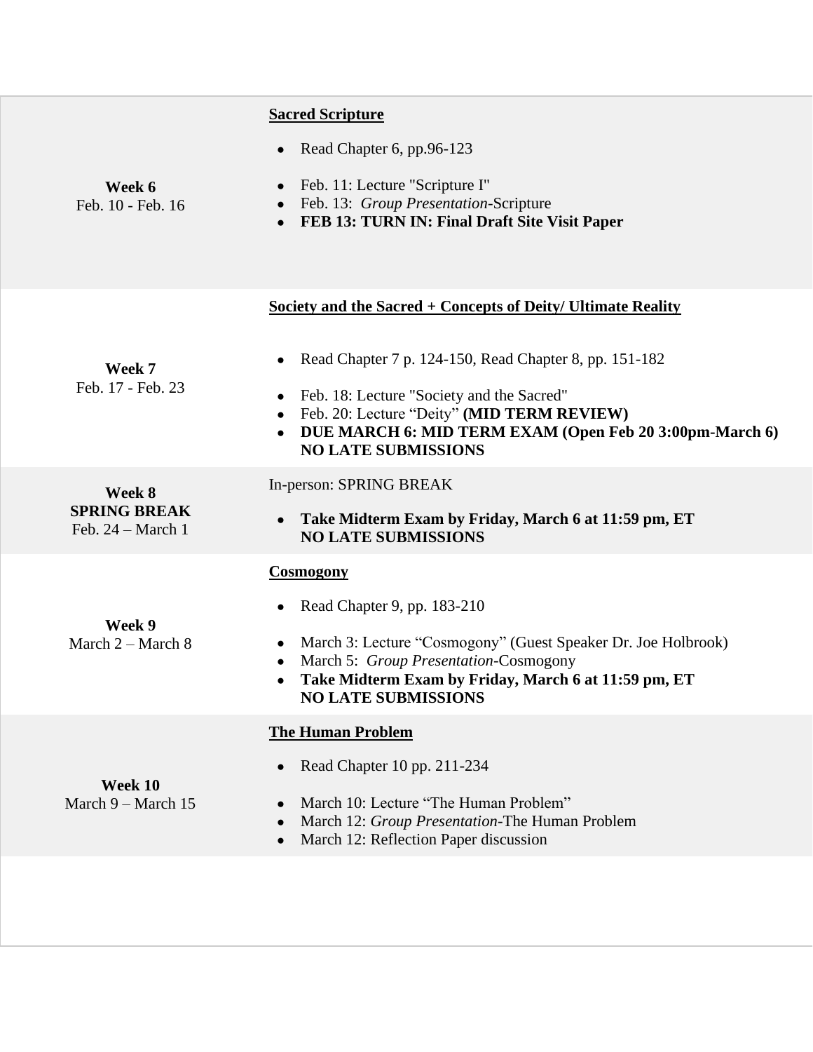| | |
|---|---|
| **Week 6**<br>Feb. 10 - Feb. 16 | **Sacred Scripture**<br><br>• Read Chapter 6, pp.96-123<br>• Feb. 11: Lecture "Scripture I"<br>• Feb. 13: *Group Presentation*-Scripture<br>• **FEB 13: TURN IN: Final Draft Site Visit Paper** |
| **Week 7**<br>Feb. 17 - Feb. 23 | **Society and the Sacred + Concepts of Deity/ Ultimate Reality**<br><br>• Read Chapter 7 p. 124-150, Read Chapter 8, pp. 151-182<br>• Feb. 18: Lecture "Society and the Sacred"<br>• Feb. 20: Lecture "Deity" **(MID TERM REVIEW)**<br>• **DUE MARCH 6: MID TERM EXAM (Open Feb 20 3:00pm-March 6) NO LATE SUBMISSIONS** |
| **Week 8**<br>**SPRING BREAK**<br>Feb. 24 – March 1 | In-person: SPRING BREAK<br><br>• **Take Midterm Exam by Friday, March 6 at 11:59 pm, ET NO LATE SUBMISSIONS** |
| **Week 9**<br>March 2 – March 8 | **Cosmogony**<br><br>• Read Chapter 9, pp. 183-210<br>• March 3: Lecture "Cosmogony" (Guest Speaker Dr. Joe Holbrook)<br>• March 5: *Group Presentation*-Cosmogony<br>• **Take Midterm Exam by Friday, March 6 at 11:59 pm, ET NO LATE SUBMISSIONS** |
| **Week 10**<br>March 9 – March 15 | **The Human Problem**<br><br>• Read Chapter 10 pp. 211-234<br>• March 10: Lecture "The Human Problem"<br>• March 12: *Group Presentation*-The Human Problem<br>• March 12: Reflection Paper discussion |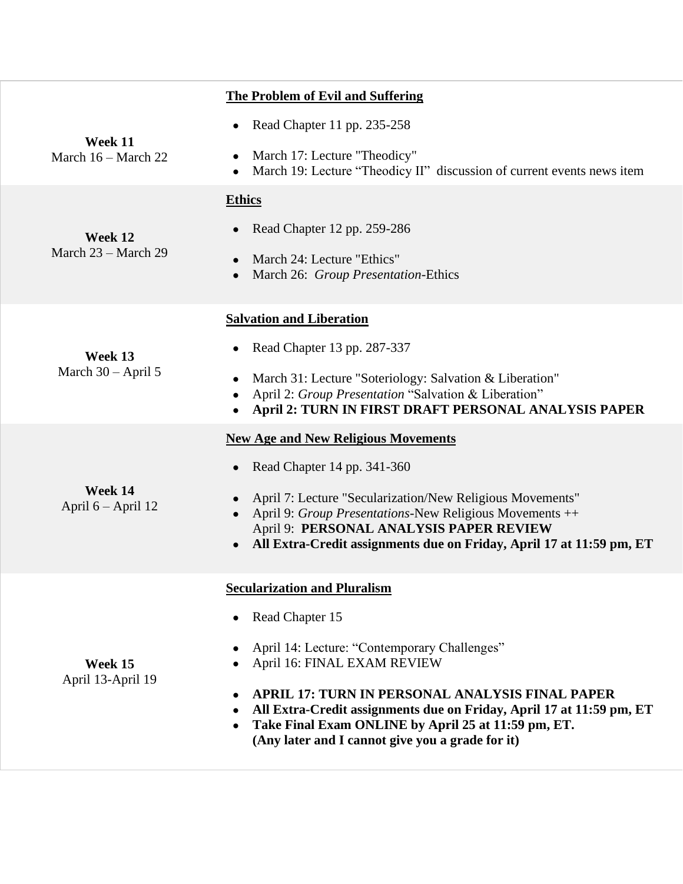| | |
|---|---|
| **Week 11**<br>March 16 – March 22 | **The Problem of Evil and Suffering**<br>• Read Chapter 11 pp. 235-258<br>• March 17: Lecture "Theodicy"<br>• March 19: Lecture "Theodicy II" discussion of current events news item |
| **Week 12**<br>March 23 – March 29 | **Ethics**<br>• Read Chapter 12 pp. 259-286<br>• March 24: Lecture "Ethics"<br>• March 26: *Group Presentation*-Ethics |
| **Week 13**<br>March 30 – April 5 | **Salvation and Liberation**<br>• Read Chapter 13 pp. 287-337<br>• March 31: Lecture "Soteriology: Salvation & Liberation"<br>• April 2: *Group Presentation* "Salvation & Liberation"<br>• **April 2: TURN IN FIRST DRAFT PERSONAL ANALYSIS PAPER** |
| **Week 14**<br>April 6 – April 12 | **New Age and New Religious Movements**<br>• Read Chapter 14 pp. 341-360<br>• April 7: Lecture "Secularization/New Religious Movements"<br>• April 9: *Group Presentations*-New Religious Movements ++<br>April 9: **PERSONAL ANALYSIS PAPER REVIEW**<br>• **All Extra-Credit assignments due on Friday, April 17 at 11:59 pm, ET** |
| **Week 15**<br>April 13-April 19 | **Secularization and Pluralism**<br>• Read Chapter 15<br>• April 14: Lecture: "Contemporary Challenges"<br>• April 16: FINAL EXAM REVIEW<br>• **APRIL 17: TURN IN PERSONAL ANALYSIS FINAL PAPER**<br>• **All Extra-Credit assignments due on Friday, April 17 at 11:59 pm, ET**<br>• **Take Final Exam ONLINE by April 25 at 11:59 pm, ET.**<br>**(Any later and I cannot give you a grade for it)** |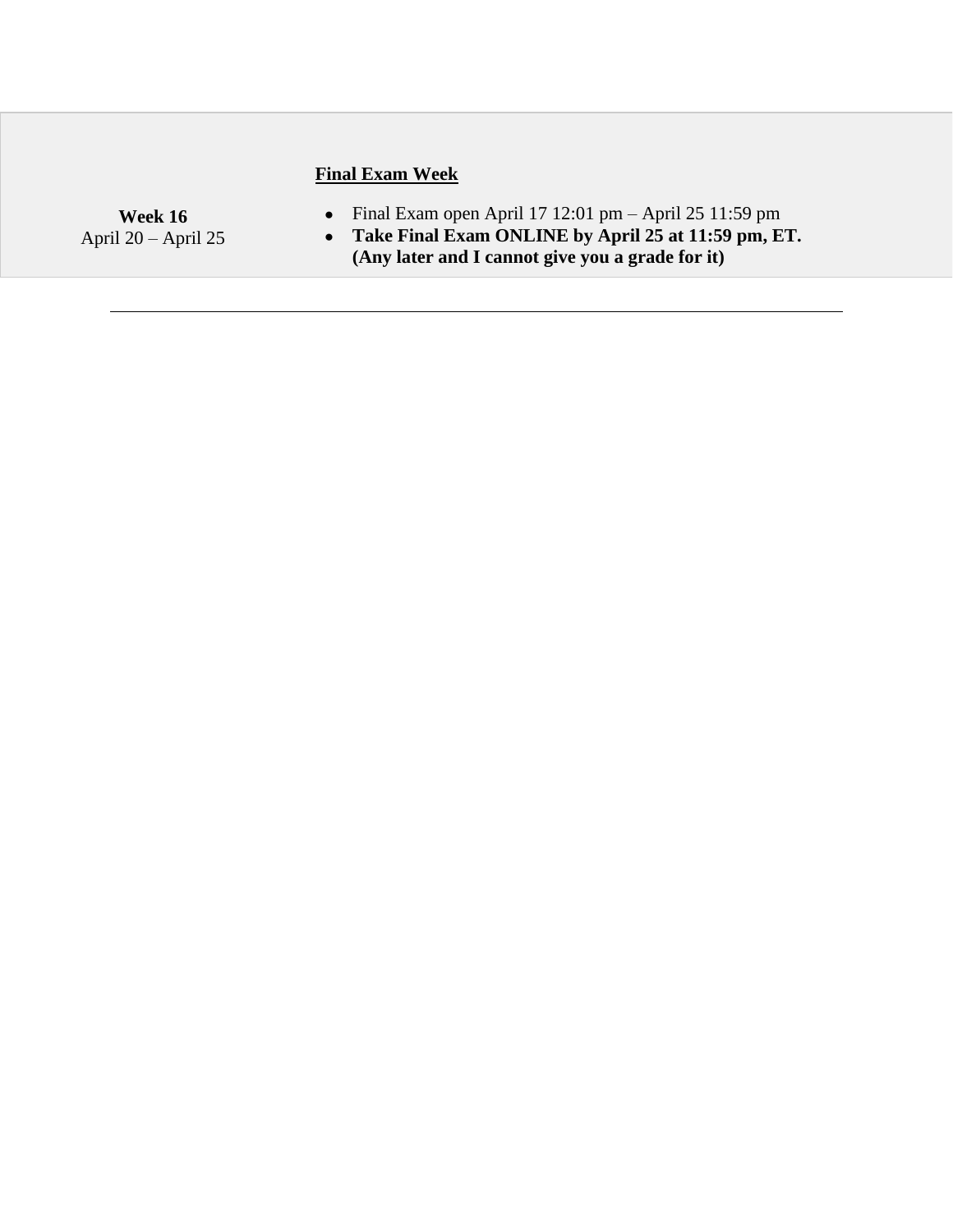| | |
|---|---|
| **Week 16**<br>April 20 – April 25 | **<u>Final Exam Week</u>**<br>• Final Exam open April 17 12:01 pm – April 25 11:59 pm<br>• **Take Final Exam ONLINE by April 25 at 11:59 pm, ET. (Any later and I cannot give you a grade for it)** |